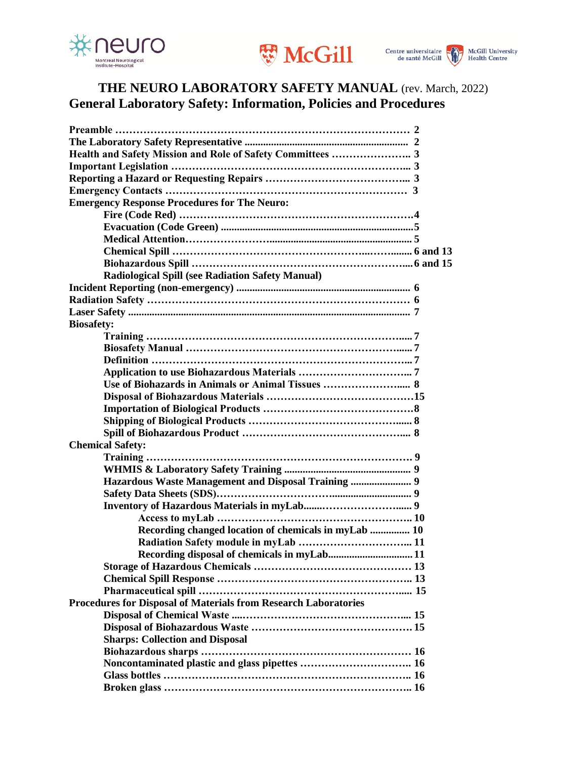# THE NEURO LABORATORY SAFETY MANUAL (rev. March, 2022)

## General Laboratory Safety: Information, Policies and Procedures

**Preamble** …………………………………………………………………… 2
**The Laboratory Safety Representative** ……………………………………… 2
**Health and Safety Mission and Role of Safety Committees** ………………….. 3
**Important Legislation** ………………………………………………………... 3
**Reporting a Hazard or Requesting Repairs** …………………………………... 3
**Emergency Contacts** ……………………………………………………… 3
**Emergency Response Procedures for The Neuro:**

- **Fire (Code Red)** ……………………………………………………………4
- **Evacuation (Code Green)** …………………………………………………5
- **Medical Attention**………………………………………………………… 5
- **Chemical Spill** ……………………………………………………......... 6 and 13
- **Biohazardous Spill** ……………………………………………………....6 and 15
- **Radiological Spill (see Radiation Safety Manual)**

**Incident Reporting (non-emergency)** ………………………………………… 6
**Radiation Safety** ………………………………………………………………… 6
**Laser Safety** ………………………………………………………………………… 7
**Biosafety:**

- **Training** ………………………………………………………………..... 7
- **Biosafety Manual** ……………………………………………………...... 7
- **Definition** ……………………………………………………………..... 7
- **Application to use Biohazardous Materials** …………………………….. 7
- **Use of Biohazards in Animals or Animal Tissues** ……………………..... 8
- **Disposal of Biohazardous Materials** ……………………………………15
- **Importation of Biological Products** ………………………………………8
- **Shipping of Biological Products** ………………………………………..... 8
- **Spill of Biohazardous Product** …………………………………………... 8

**Chemical Safety:**

- **Training** ……………………………………………………………………… 9
- **WHMIS & Laboratory Safety Training** ………………………………… 9
- **Hazardous Waste Management and Disposal Training** ………………… 9
- **Safety Data Sheets (SDS)**…………………………………………………. 9
- **Inventory of Hazardous Materials in myLab**……………………………... 9
    - **Access to myLab** …………………………………………………. 10
    - **Recording changed location of chemicals in myLab** …………… 10
    - **Radiation Safety module in myLab** …………………………….. 11
    - **Recording disposal of chemicals in myLab**……………………….. 11
- **Storage of Hazardous Chemicals** ……………………………………… 13
- **Chemical Spill Response** ………………………………………………… 13
- **Pharmaceutical spill** …………………………………………………..... 15

**Procedures for Disposal of Materials from Research Laboratories**

- **Disposal of Chemical Waste** ……………………………………………... 15
- **Disposal of Biohazardous Waste** ……………………………………….. 15
- **Sharps: Collection and Disposal**
- **Biohazardous sharps** ……………………………………………………… 16
- **Noncontaminated plastic and glass pipettes** …………………………… 16
- **Glass bottles** ……………………………………………………………… 16
- **Broken glass** ……………………………………………………………… 16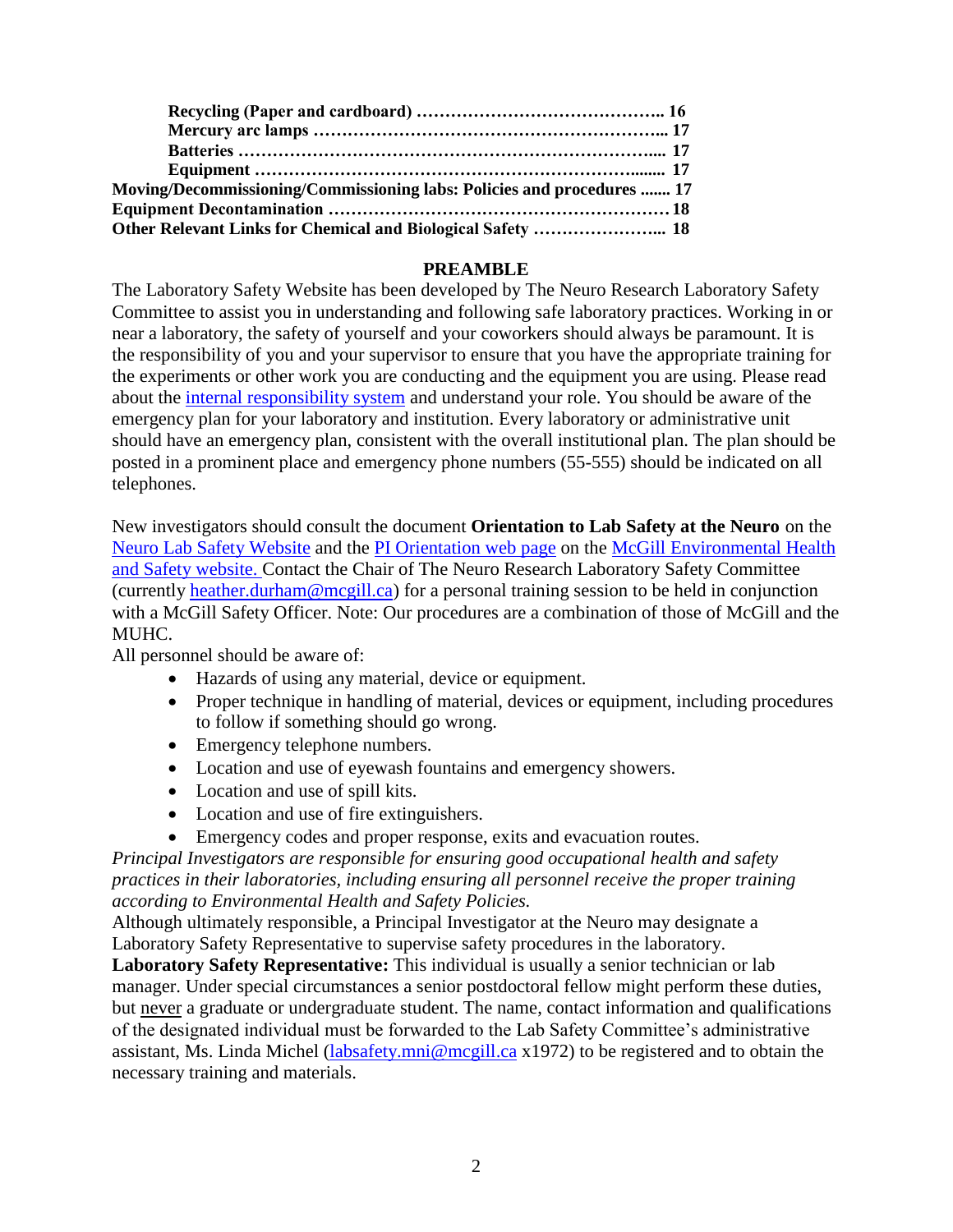**Recycling (Paper and cardboard) …………………………………….. 16**
**Mercury arc lamps …………………………………………………... 17**
**Batteries ……………………………………………………………... 17**
**Equipment ………………………………………………………....... 17**
**Moving/Decommissioning/Commissioning labs: Policies and procedures ....... 17**
**Equipment Decontamination ………………………………………………… 18**
**Other Relevant Links for Chemical and Biological Safety …………………... 18**

## PREAMBLE

The Laboratory Safety Website has been developed by The Neuro Research Laboratory Safety Committee to assist you in understanding and following safe laboratory practices. Working in or near a laboratory, the safety of yourself and your coworkers should always be paramount. It is the responsibility of you and your supervisor to ensure that you have the appropriate training for the experiments or other work you are conducting and the equipment you are using. Please read about the internal responsibility system and understand your role. You should be aware of the emergency plan for your laboratory and institution. Every laboratory or administrative unit should have an emergency plan, consistent with the overall institutional plan. The plan should be posted in a prominent place and emergency phone numbers (55-555) should be indicated on all telephones.

New investigators should consult the document **Orientation to Lab Safety at the Neuro** on the Neuro Lab Safety Website and the PI Orientation web page on the McGill Environmental Health and Safety website. Contact the Chair of The Neuro Research Laboratory Safety Committee (currently heather.durham@mcgill.ca) for a personal training session to be held in conjunction with a McGill Safety Officer. Note: Our procedures are a combination of those of McGill and the MUHC.

All personnel should be aware of:

- Hazards of using any material, device or equipment.
- Proper technique in handling of material, devices or equipment, including procedures to follow if something should go wrong.
- Emergency telephone numbers.
- Location and use of eyewash fountains and emergency showers.
- Location and use of spill kits.
- Location and use of fire extinguishers.
- Emergency codes and proper response, exits and evacuation routes.

*Principal Investigators are responsible for ensuring good occupational health and safety practices in their laboratories, including ensuring all personnel receive the proper training according to Environmental Health and Safety Policies.*

Although ultimately responsible, a Principal Investigator at the Neuro may designate a Laboratory Safety Representative to supervise safety procedures in the laboratory.

**Laboratory Safety Representative:** This individual is usually a senior technician or lab manager. Under special circumstances a senior postdoctoral fellow might perform these duties, but never a graduate or undergraduate student. The name, contact information and qualifications of the designated individual must be forwarded to the Lab Safety Committee's administrative assistant, Ms. Linda Michel (labsafety.mni@mcgill.ca x1972) to be registered and to obtain the necessary training and materials.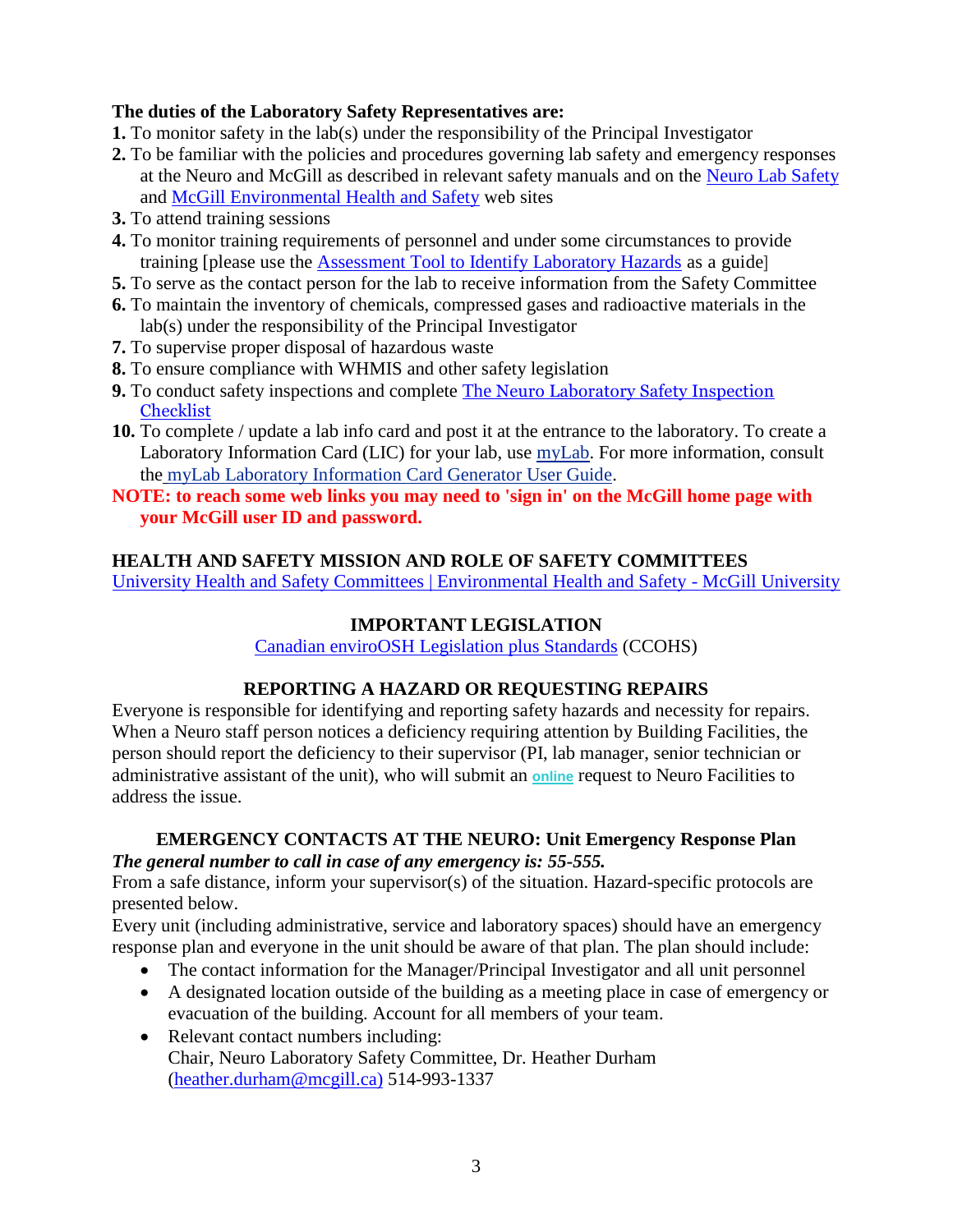**The duties of the Laboratory Safety Representatives are:**

1. To monitor safety in the lab(s) under the responsibility of the Principal Investigator
2. To be familiar with the policies and procedures governing lab safety and emergency responses at the Neuro and McGill as described in relevant safety manuals and on the Neuro Lab Safety and McGill Environmental Health and Safety web sites
3. To attend training sessions
4. To monitor training requirements of personnel and under some circumstances to provide training [please use the Assessment Tool to Identify Laboratory Hazards as a guide]
5. To serve as the contact person for the lab to receive information from the Safety Committee
6. To maintain the inventory of chemicals, compressed gases and radioactive materials in the lab(s) under the responsibility of the Principal Investigator
7. To supervise proper disposal of hazardous waste
8. To ensure compliance with WHMIS and other safety legislation
9. To conduct safety inspections and complete The Neuro Laboratory Safety Inspection Checklist
10. To complete / update a lab info card and post it at the entrance to the laboratory. To create a Laboratory Information Card (LIC) for your lab, use myLab. For more information, consult the myLab Laboratory Information Card Generator User Guide.

**NOTE: to reach some web links you may need to 'sign in' on the McGill home page with your McGill user ID and password.**

## HEALTH AND SAFETY MISSION AND ROLE OF SAFETY COMMITTEES

University Health and Safety Committees | Environmental Health and Safety - McGill University

## IMPORTANT LEGISLATION

Canadian enviroOSH Legislation plus Standards (CCOHS)

## REPORTING A HAZARD OR REQUESTING REPAIRS

Everyone is responsible for identifying and reporting safety hazards and necessity for repairs. When a Neuro staff person notices a deficiency requiring attention by Building Facilities, the person should report the deficiency to their supervisor (PI, lab manager, senior technician or administrative assistant of the unit), who will submit an online request to Neuro Facilities to address the issue.

## EMERGENCY CONTACTS AT THE NEURO: Unit Emergency Response Plan

***The general number to call in case of any emergency is: 55-555.***

From a safe distance, inform your supervisor(s) of the situation. Hazard-specific protocols are presented below.

Every unit (including administrative, service and laboratory spaces) should have an emergency response plan and everyone in the unit should be aware of that plan. The plan should include:

- The contact information for the Manager/Principal Investigator and all unit personnel
- A designated location outside of the building as a meeting place in case of emergency or evacuation of the building. Account for all members of your team.
- Relevant contact numbers including:
  Chair, Neuro Laboratory Safety Committee, Dr. Heather Durham (heather.durham@mcgill.ca) 514-993-1337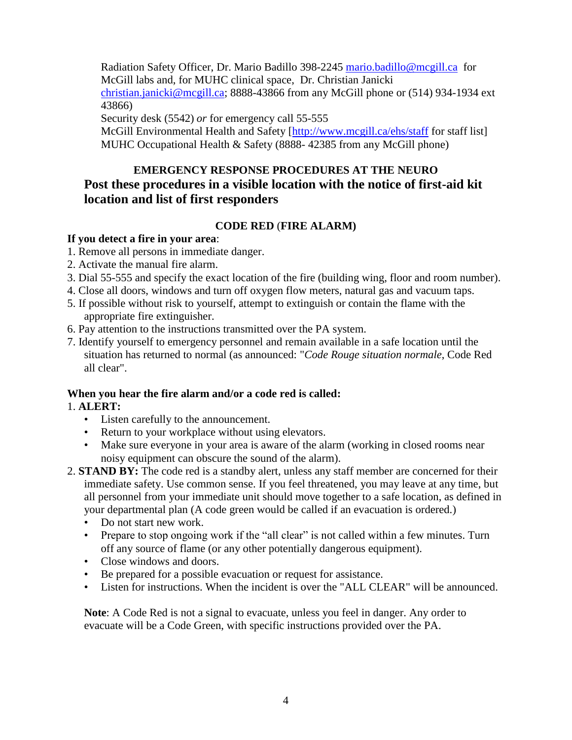Radiation Safety Officer, Dr. Mario Badillo 398-2245 mario.badillo@mcgill.ca for McGill labs and, for MUHC clinical space, Dr. Christian Janicki christian.janicki@mcgill.ca; 8888-43866 from any McGill phone or (514) 934-1934 ext 43866)

Security desk (5542) *or* for emergency call 55-555

McGill Environmental Health and Safety [http://www.mcgill.ca/ehs/staff for staff list]

MUHC Occupational Health & Safety (8888- 42385 from any McGill phone)

## EMERGENCY RESPONSE PROCEDURES AT THE NEURO

## Post these procedures in a visible location with the notice of first-aid kit location and list of first responders

### CODE RED (FIRE ALARM)

**If you detect a fire in your area**:

1. Remove all persons in immediate danger.
2. Activate the manual fire alarm.
3. Dial 55-555 and specify the exact location of the fire (building wing, floor and room number).
4. Close all doors, windows and turn off oxygen flow meters, natural gas and vacuum taps.
5. If possible without risk to yourself, attempt to extinguish or contain the flame with the appropriate fire extinguisher.
6. Pay attention to the instructions transmitted over the PA system.
7. Identify yourself to emergency personnel and remain available in a safe location until the situation has returned to normal (as announced: "*Code Rouge situation normale*, Code Red all clear".

**When you hear the fire alarm and/or a code red is called:**

1. **ALERT:**
   - Listen carefully to the announcement.
   - Return to your workplace without using elevators.
   - Make sure everyone in your area is aware of the alarm (working in closed rooms near noisy equipment can obscure the sound of the alarm).
2. **STAND BY:** The code red is a standby alert, unless any staff member are concerned for their immediate safety. Use common sense. If you feel threatened, you may leave at any time, but all personnel from your immediate unit should move together to a safe location, as defined in your departmental plan (A code green would be called if an evacuation is ordered.)
   - Do not start new work.
   - Prepare to stop ongoing work if the "all clear" is not called within a few minutes. Turn off any source of flame (or any other potentially dangerous equipment).
   - Close windows and doors.
   - Be prepared for a possible evacuation or request for assistance.
   - Listen for instructions. When the incident is over the "ALL CLEAR" will be announced.

**Note**: A Code Red is not a signal to evacuate, unless you feel in danger. Any order to evacuate will be a Code Green, with specific instructions provided over the PA.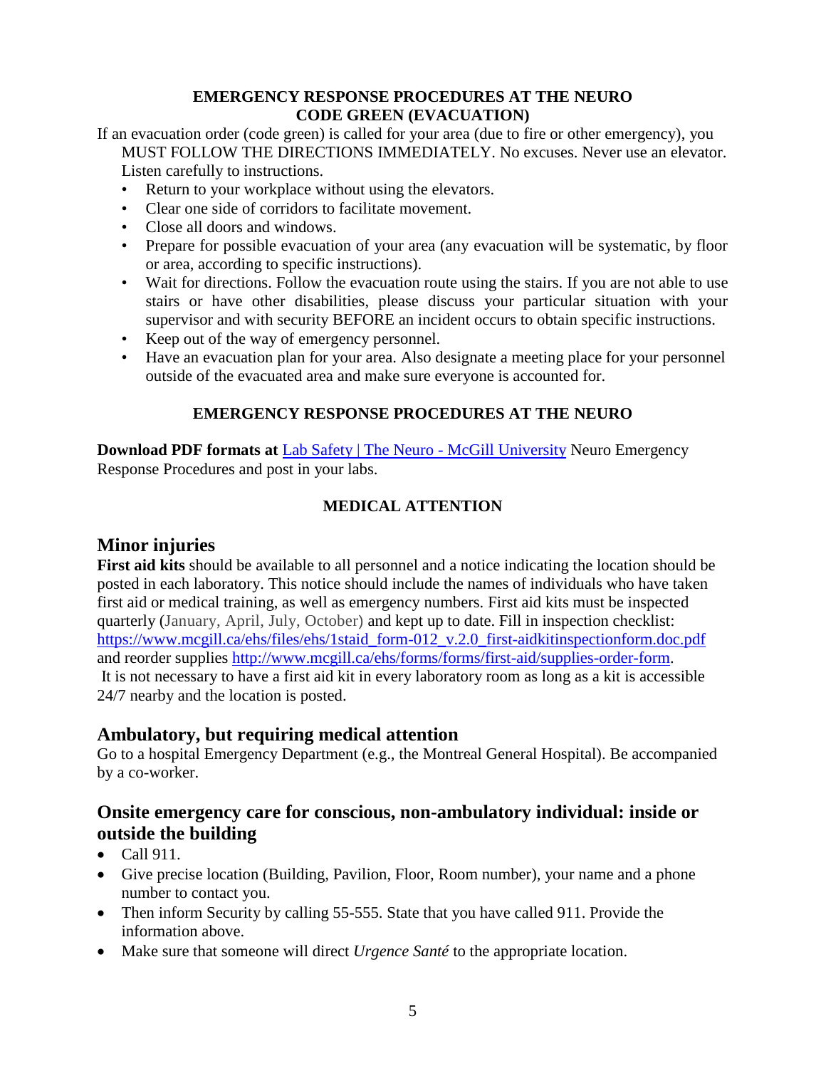**EMERGENCY RESPONSE PROCEDURES AT THE NEURO**
**CODE GREEN (EVACUATION)**

If an evacuation order (code green) is called for your area (due to fire or other emergency), you MUST FOLLOW THE DIRECTIONS IMMEDIATELY. No excuses. Never use an elevator. Listen carefully to instructions.

- Return to your workplace without using the elevators.
- Clear one side of corridors to facilitate movement.
- Close all doors and windows.
- Prepare for possible evacuation of your area (any evacuation will be systematic, by floor or area, according to specific instructions).
- Wait for directions. Follow the evacuation route using the stairs. If you are not able to use stairs or have other disabilities, please discuss your particular situation with your supervisor and with security BEFORE an incident occurs to obtain specific instructions.
- Keep out of the way of emergency personnel.
- Have an evacuation plan for your area. Also designate a meeting place for your personnel outside of the evacuated area and make sure everyone is accounted for.

**EMERGENCY RESPONSE PROCEDURES AT THE NEURO**

**Download PDF formats at** [Lab Safety | The Neuro - McGill University]() Neuro Emergency Response Procedures and post in your labs.

**MEDICAL ATTENTION**

## Minor injuries

**First aid kits** should be available to all personnel and a notice indicating the location should be posted in each laboratory. This notice should include the names of individuals who have taken first aid or medical training, as well as emergency numbers. First aid kits must be inspected quarterly (January, April, July, October) and kept up to date. Fill in inspection checklist: https://www.mcgill.ca/ehs/files/ehs/1staid_form-012_v.2.0_first-aidkitinspectionform.doc.pdf and reorder supplies http://www.mcgill.ca/ehs/forms/forms/first-aid/supplies-order-form.
It is not necessary to have a first aid kit in every laboratory room as long as a kit is accessible 24/7 nearby and the location is posted.

## Ambulatory, but requiring medical attention

Go to a hospital Emergency Department (e.g., the Montreal General Hospital). Be accompanied by a co-worker.

## Onsite emergency care for conscious, non-ambulatory individual: inside or outside the building

- Call 911.
- Give precise location (Building, Pavilion, Floor, Room number), your name and a phone number to contact you.
- Then inform Security by calling 55-555. State that you have called 911. Provide the information above.
- Make sure that someone will direct *Urgence Santé* to the appropriate location.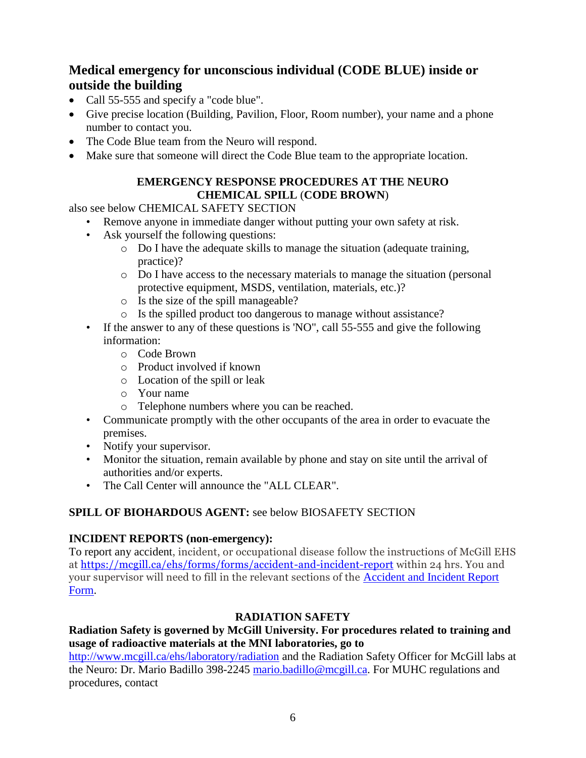## Medical emergency for unconscious individual (CODE BLUE) inside or outside the building

- Call 55-555 and specify a "code blue".
- Give precise location (Building, Pavilion, Floor, Room number), your name and a phone number to contact you.
- The Code Blue team from the Neuro will respond.
- Make sure that someone will direct the Code Blue team to the appropriate location.

**EMERGENCY RESPONSE PROCEDURES AT THE NEURO**
**CHEMICAL SPILL (CODE BROWN)**

also see below CHEMICAL SAFETY SECTION

- Remove anyone in immediate danger without putting your own safety at risk.
- Ask yourself the following questions:
  - Do I have the adequate skills to manage the situation (adequate training, practice)?
  - Do I have access to the necessary materials to manage the situation (personal protective equipment, MSDS, ventilation, materials, etc.)?
  - Is the size of the spill manageable?
  - Is the spilled product too dangerous to manage without assistance?
- If the answer to any of these questions is 'NO", call 55-555 and give the following information:
  - Code Brown
  - Product involved if known
  - Location of the spill or leak
  - Your name
  - Telephone numbers where you can be reached.
- Communicate promptly with the other occupants of the area in order to evacuate the premises.
- Notify your supervisor.
- Monitor the situation, remain available by phone and stay on site until the arrival of authorities and/or experts.
- The Call Center will announce the "ALL CLEAR".

**SPILL OF BIOHARDOUS AGENT:** see below BIOSAFETY SECTION

**INCIDENT REPORTS (non-emergency):**

To report any accident, incident, or occupational disease follow the instructions of McGill EHS at https://mcgill.ca/ehs/forms/forms/accident-and-incident-report within 24 hrs. You and your supervisor will need to fill in the relevant sections of the Accident and Incident Report Form.

**RADIATION SAFETY**

**Radiation Safety is governed by McGill University. For procedures related to training and usage of radioactive materials at the MNI laboratories, go to** http://www.mcgill.ca/ehs/laboratory/radiation and the Radiation Safety Officer for McGill labs at the Neuro: Dr. Mario Badillo 398-2245 mario.badillo@mcgill.ca. For MUHC regulations and procedures, contact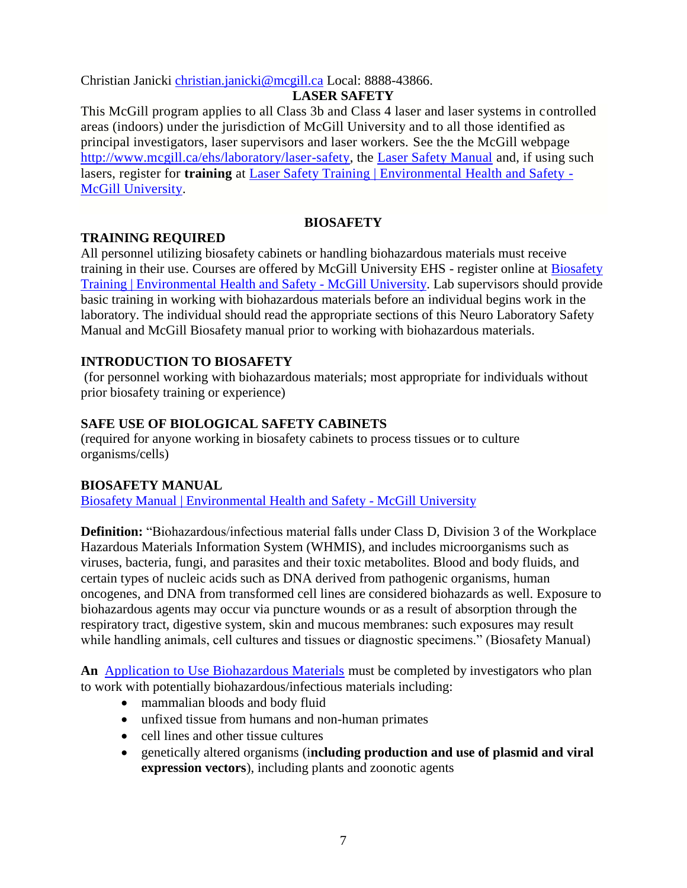Christian Janicki [christian.janicki@mcgill.ca](mailto:christian.janicki@mcgill.ca) Local: 8888-43866.

## LASER SAFETY

This McGill program applies to all Class 3b and Class 4 laser and laser systems in controlled areas (indoors) under the jurisdiction of McGill University and to all those identified as principal investigators, laser supervisors and laser workers. See the the McGill webpage [http://www.mcgill.ca/ehs/laboratory/laser-safety](http://www.mcgill.ca/ehs/laboratory/laser-safety), the Laser Safety Manual and, if using such lasers, register for **training** at Laser Safety Training | Environmental Health and Safety - McGill University.

## BIOSAFETY

### TRAINING REQUIRED

All personnel utilizing biosafety cabinets or handling biohazardous materials must receive training in their use. Courses are offered by McGill University EHS - register online at Biosafety Training | Environmental Health and Safety - McGill University. Lab supervisors should provide basic training in working with biohazardous materials before an individual begins work in the laboratory. The individual should read the appropriate sections of this Neuro Laboratory Safety Manual and McGill Biosafety manual prior to working with biohazardous materials.

### INTRODUCTION TO BIOSAFETY

(for personnel working with biohazardous materials; most appropriate for individuals without prior biosafety training or experience)

### SAFE USE OF BIOLOGICAL SAFETY CABINETS

(required for anyone working in biosafety cabinets to process tissues or to culture organisms/cells)

### BIOSAFETY MANUAL

Biosafety Manual | Environmental Health and Safety - McGill University

**Definition:** "Biohazardous/infectious material falls under Class D, Division 3 of the Workplace Hazardous Materials Information System (WHMIS), and includes microorganisms such as viruses, bacteria, fungi, and parasites and their toxic metabolites. Blood and body fluids, and certain types of nucleic acids such as DNA derived from pathogenic organisms, human oncogenes, and DNA from transformed cell lines are considered biohazards as well. Exposure to biohazardous agents may occur via puncture wounds or as a result of absorption through the respiratory tract, digestive system, skin and mucous membranes: such exposures may result while handling animals, cell cultures and tissues or diagnostic specimens." (Biosafety Manual)

**An** Application to Use Biohazardous Materials must be completed by investigators who plan to work with potentially biohazardous/infectious materials including:

- mammalian bloods and body fluid
- unfixed tissue from humans and non-human primates
- cell lines and other tissue cultures
- genetically altered organisms (i**ncluding production and use of plasmid and viral expression vectors**), including plants and zoonotic agents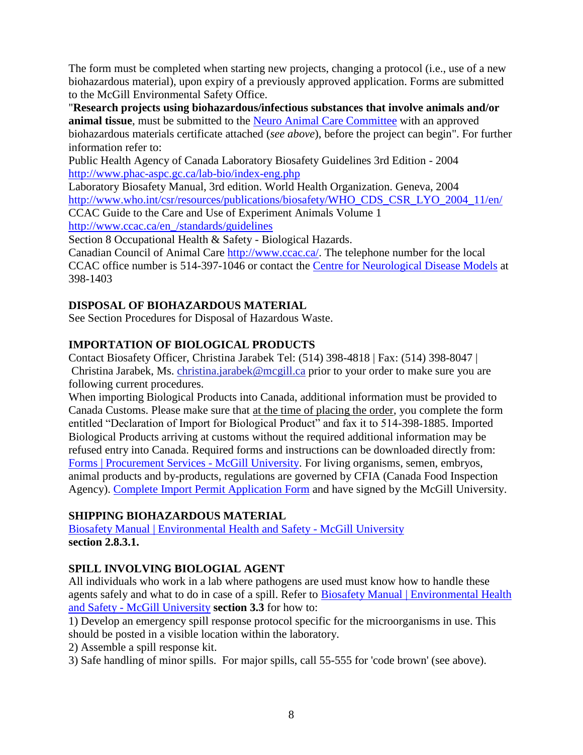The form must be completed when starting new projects, changing a protocol (i.e., use of a new biohazardous material), upon expiry of a previously approved application. Forms are submitted to the McGill Environmental Safety Office.

"**Research projects using biohazardous/infectious substances that involve animals and/or animal tissue**, must be submitted to the [Neuro Animal Care Committee]() with an approved biohazardous materials certificate attached (*see above*), before the project can begin". For further information refer to:

Public Health Agency of Canada Laboratory Biosafety Guidelines 3rd Edition - 2004
http://www.phac-aspc.gc.ca/lab-bio/index-eng.php

Laboratory Biosafety Manual, 3rd edition. World Health Organization. Geneva, 2004
http://www.who.int/csr/resources/publications/biosafety/WHO_CDS_CSR_LYO_2004_11/en/

CCAC Guide to the Care and Use of Experiment Animals Volume 1
http://www.ccac.ca/en_/standards/guidelines

Section 8 Occupational Health & Safety - Biological Hazards.

Canadian Council of Animal Care http://www.ccac.ca/. The telephone number for the local CCAC office number is 514-397-1046 or contact the [Centre for Neurological Disease Models]() at 398-1403

## DISPOSAL OF BIOHAZARDOUS MATERIAL

See Section Procedures for Disposal of Hazardous Waste.

## IMPORTATION OF BIOLOGICAL PRODUCTS

Contact Biosafety Officer, Christina Jarabek Tel: (514) 398-4818 | Fax: (514) 398-8047 | Christina Jarabek, Ms. christina.jarabek@mcgill.ca prior to your order to make sure you are following current procedures.

When importing Biological Products into Canada, additional information must be provided to Canada Customs. Please make sure that at the time of placing the order, you complete the form entitled "Declaration of Import for Biological Product" and fax it to 514-398-1885. Imported Biological Products arriving at customs without the required additional information may be refused entry into Canada. Required forms and instructions can be downloaded directly from: [Forms | Procurement Services - McGill University](). For living organisms, semen, embryos, animal products and by-products, regulations are governed by CFIA (Canada Food Inspection Agency). [Complete Import Permit Application Form]() and have signed by the McGill University.

## SHIPPING BIOHAZARDOUS MATERIAL

[Biosafety Manual | Environmental Health and Safety - McGill University]()
**section 2.8.3.1.**

## SPILL INVOLVING BIOLOGIAL AGENT

All individuals who work in a lab where pathogens are used must know how to handle these agents safely and what to do in case of a spill. Refer to [Biosafety Manual | Environmental Health and Safety - McGill University]() **section 3.3** for how to:

1) Develop an emergency spill response protocol specific for the microorganisms in use. This should be posted in a visible location within the laboratory.
2) Assemble a spill response kit.
3) Safe handling of minor spills. For major spills, call 55-555 for 'code brown' (see above).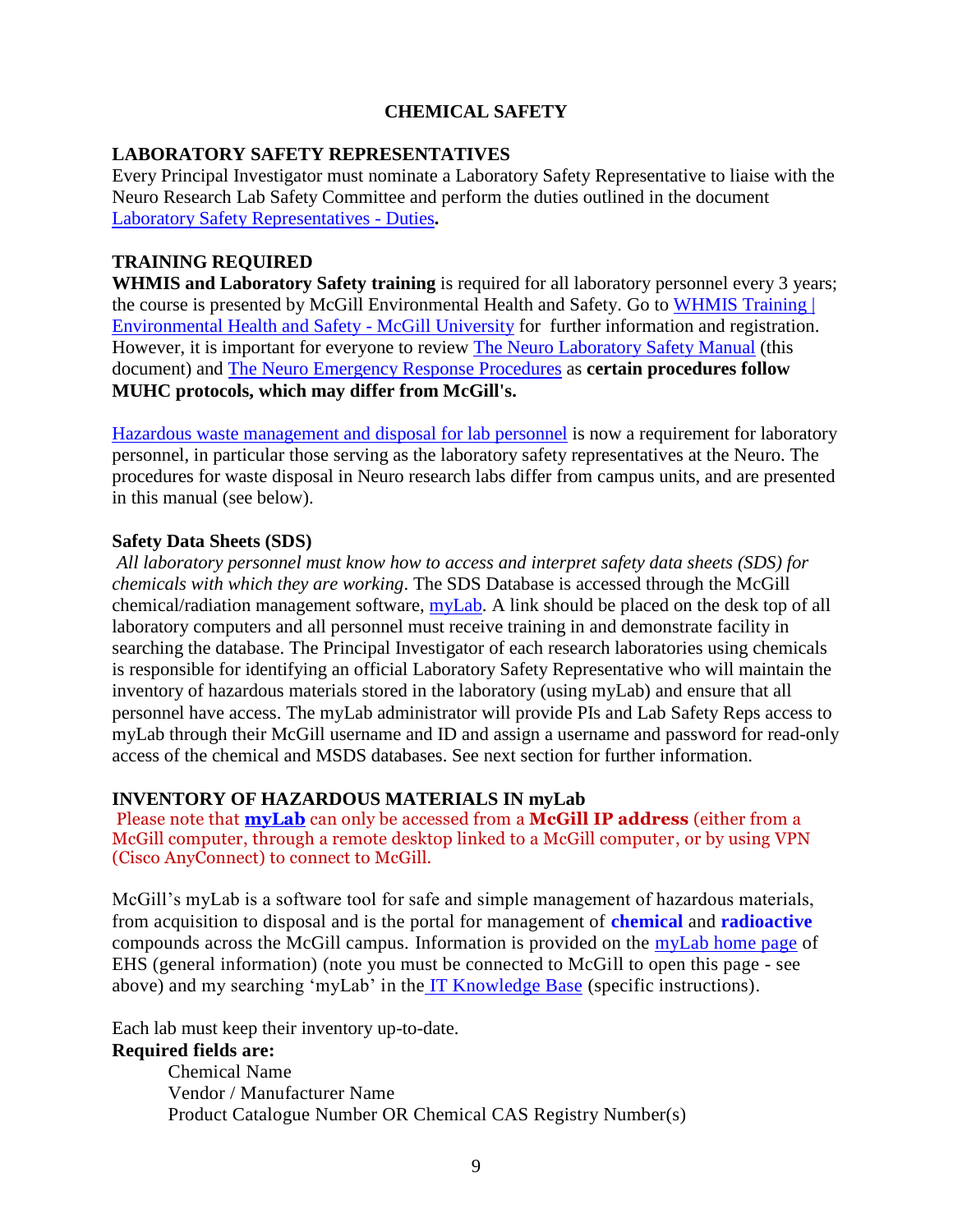# CHEMICAL SAFETY

## LABORATORY SAFETY REPRESENTATIVES

Every Principal Investigator must nominate a Laboratory Safety Representative to liaise with the Neuro Research Lab Safety Committee and perform the duties outlined in the document Laboratory Safety Representatives - Duties**.**

## TRAINING REQUIRED

**WHMIS and Laboratory Safety training** is required for all laboratory personnel every 3 years; the course is presented by McGill Environmental Health and Safety. Go to WHMIS Training | Environmental Health and Safety - McGill University for further information and registration. However, it is important for everyone to review The Neuro Laboratory Safety Manual (this document) and The Neuro Emergency Response Procedures as **certain procedures follow MUHC protocols, which may differ from McGill's.**

Hazardous waste management and disposal for lab personnel is now a requirement for laboratory personnel, in particular those serving as the laboratory safety representatives at the Neuro. The procedures for waste disposal in Neuro research labs differ from campus units, and are presented in this manual (see below).

### Safety Data Sheets (SDS)

*All laboratory personnel must know how to access and interpret safety data sheets (SDS) for chemicals with which they are working*. The SDS Database is accessed through the McGill chemical/radiation management software, myLab. A link should be placed on the desk top of all laboratory computers and all personnel must receive training in and demonstrate facility in searching the database. The Principal Investigator of each research laboratories using chemicals is responsible for identifying an official Laboratory Safety Representative who will maintain the inventory of hazardous materials stored in the laboratory (using myLab) and ensure that all personnel have access. The myLab administrator will provide PIs and Lab Safety Reps access to myLab through their McGill username and ID and assign a username and password for read-only access of the chemical and MSDS databases. See next section for further information.

## INVENTORY OF HAZARDOUS MATERIALS IN myLab

Please note that **myLab** can only be accessed from a **McGill IP address** (either from a McGill computer, through a remote desktop linked to a McGill computer, or by using VPN (Cisco AnyConnect) to connect to McGill.

McGill's myLab is a software tool for safe and simple management of hazardous materials, from acquisition to disposal and is the portal for management of **chemical** and **radioactive** compounds across the McGill campus. Information is provided on the myLab home page of EHS (general information) (note you must be connected to McGill to open this page - see above) and my searching 'myLab' in the IT Knowledge Base (specific instructions).

Each lab must keep their inventory up-to-date.

**Required fields are:**

Chemical Name
Vendor / Manufacturer Name
Product Catalogue Number OR Chemical CAS Registry Number(s)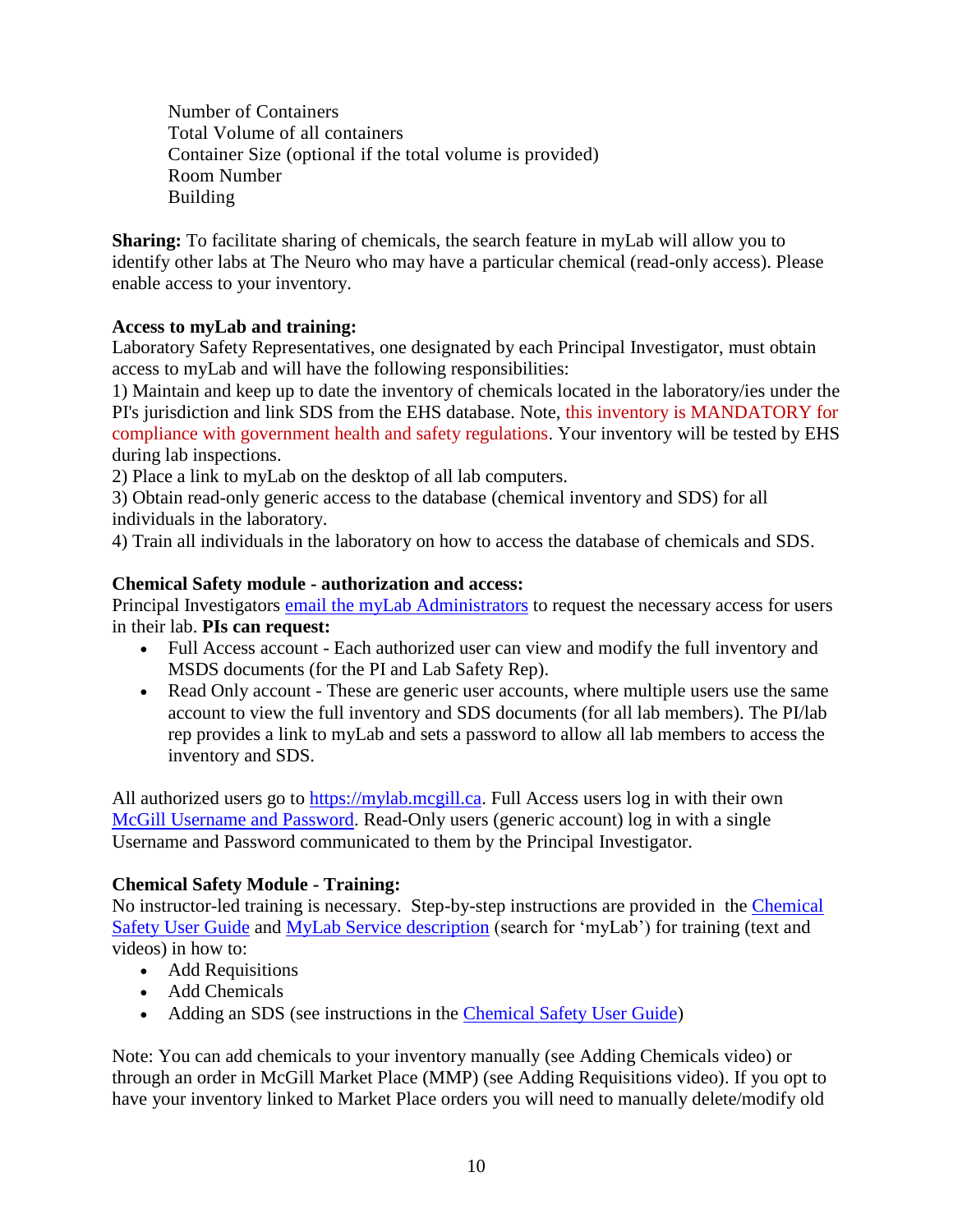Number of Containers
Total Volume of all containers
Container Size (optional if the total volume is provided)
Room Number
Building

**Sharing:** To facilitate sharing of chemicals, the search feature in myLab will allow you to identify other labs at The Neuro who may have a particular chemical (read-only access). Please enable access to your inventory.

**Access to myLab and training:**
Laboratory Safety Representatives, one designated by each Principal Investigator, must obtain access to myLab and will have the following responsibilities:
1) Maintain and keep up to date the inventory of chemicals located in the laboratory/ies under the PI's jurisdiction and link SDS from the EHS database. Note, this inventory is MANDATORY for compliance with government health and safety regulations. Your inventory will be tested by EHS during lab inspections.
2) Place a link to myLab on the desktop of all lab computers.
3) Obtain read-only generic access to the database (chemical inventory and SDS) for all individuals in the laboratory.
4) Train all individuals in the laboratory on how to access the database of chemicals and SDS.

**Chemical Safety module - authorization and access:**
Principal Investigators email the myLab Administrators to request the necessary access for users in their lab. **PIs can request:**

- Full Access account - Each authorized user can view and modify the full inventory and MSDS documents (for the PI and Lab Safety Rep).
- Read Only account - These are generic user accounts, where multiple users use the same account to view the full inventory and SDS documents (for all lab members). The PI/lab rep provides a link to myLab and sets a password to allow all lab members to access the inventory and SDS.

All authorized users go to https://mylab.mcgill.ca. Full Access users log in with their own McGill Username and Password. Read-Only users (generic account) log in with a single Username and Password communicated to them by the Principal Investigator.

**Chemical Safety Module - Training:**
No instructor-led training is necessary. Step-by-step instructions are provided in the Chemical Safety User Guide and MyLab Service description (search for 'myLab') for training (text and videos) in how to:

- Add Requisitions
- Add Chemicals
- Adding an SDS (see instructions in the Chemical Safety User Guide)

Note: You can add chemicals to your inventory manually (see Adding Chemicals video) or through an order in McGill Market Place (MMP) (see Adding Requisitions video). If you opt to have your inventory linked to Market Place orders you will need to manually delete/modify old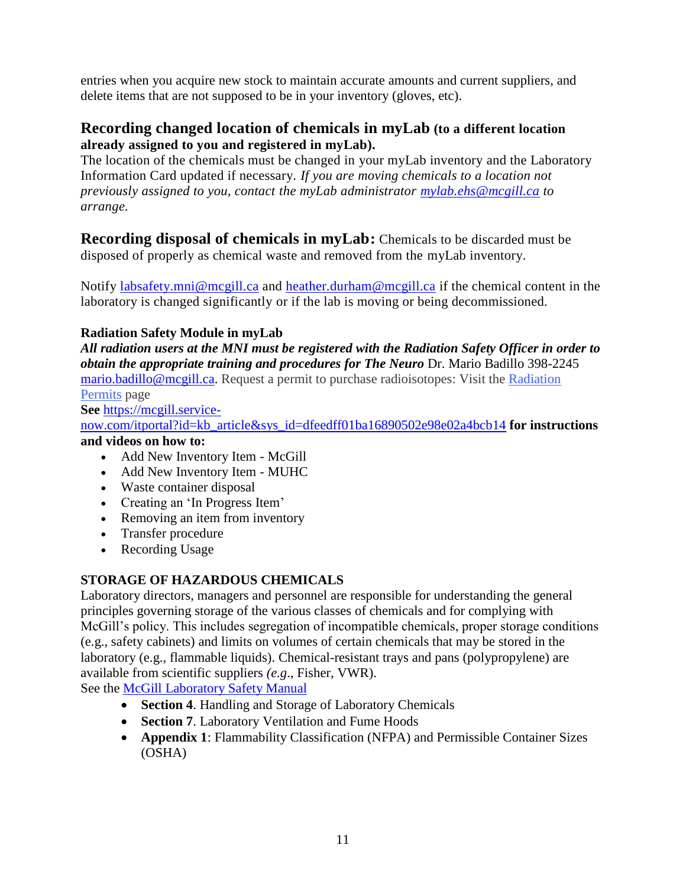entries when you acquire new stock to maintain accurate amounts and current suppliers, and delete items that are not supposed to be in your inventory (gloves, etc).

## Recording changed location of chemicals in myLab (to a different location already assigned to you and registered in myLab).

The location of the chemicals must be changed in your myLab inventory and the Laboratory Information Card updated if necessary. *If you are moving chemicals to a location not previously assigned to you, contact the myLab administrator [mylab.ehs@mcgill.ca](mailto:mylab.ehs@mcgill.ca) to arrange.*

**Recording disposal of chemicals in myLab:** Chemicals to be discarded must be disposed of properly as chemical waste and removed from the myLab inventory.

Notify [labsafety.mni@mcgill.ca](mailto:labsafety.mni@mcgill.ca) and [heather.durham@mcgill.ca](mailto:heather.durham@mcgill.ca) if the chemical content in the laboratory is changed significantly or if the lab is moving or being decommissioned.

### Radiation Safety Module in myLab

***All radiation users at the MNI must be registered with the Radiation Safety Officer in order to obtain the appropriate training and procedures for The Neuro*** Dr. Mario Badillo 398-2245 [mario.badillo@mcgill.ca](mailto:mario.badillo@mcgill.ca). Request a permit to purchase radioisotopes: Visit the Radiation Permits page

**See** [https://mcgill.service-now.com/itportal?id=kb_article&sys_id=dfeedff01ba16890502e98e02a4bcb14](https://mcgill.service-now.com/itportal?id=kb_article&sys_id=dfeedff01ba16890502e98e02a4bcb14) **for instructions and videos on how to:**

- Add New Inventory Item - McGill
- Add New Inventory Item - MUHC
- Waste container disposal
- Creating an 'In Progress Item'
- Removing an item from inventory
- Transfer procedure
- Recording Usage

### STORAGE OF HAZARDOUS CHEMICALS

Laboratory directors, managers and personnel are responsible for understanding the general principles governing storage of the various classes of chemicals and for complying with McGill's policy. This includes segregation of incompatible chemicals, proper storage conditions (e.g., safety cabinets) and limits on volumes of certain chemicals that may be stored in the laboratory (e.g., flammable liquids). Chemical-resistant trays and pans (polypropylene) are available from scientific suppliers *(e.g*., Fisher, VWR).

See the McGill Laboratory Safety Manual

- **Section 4**. Handling and Storage of Laboratory Chemicals
- **Section 7**. Laboratory Ventilation and Fume Hoods
- **Appendix 1**: Flammability Classification (NFPA) and Permissible Container Sizes (OSHA)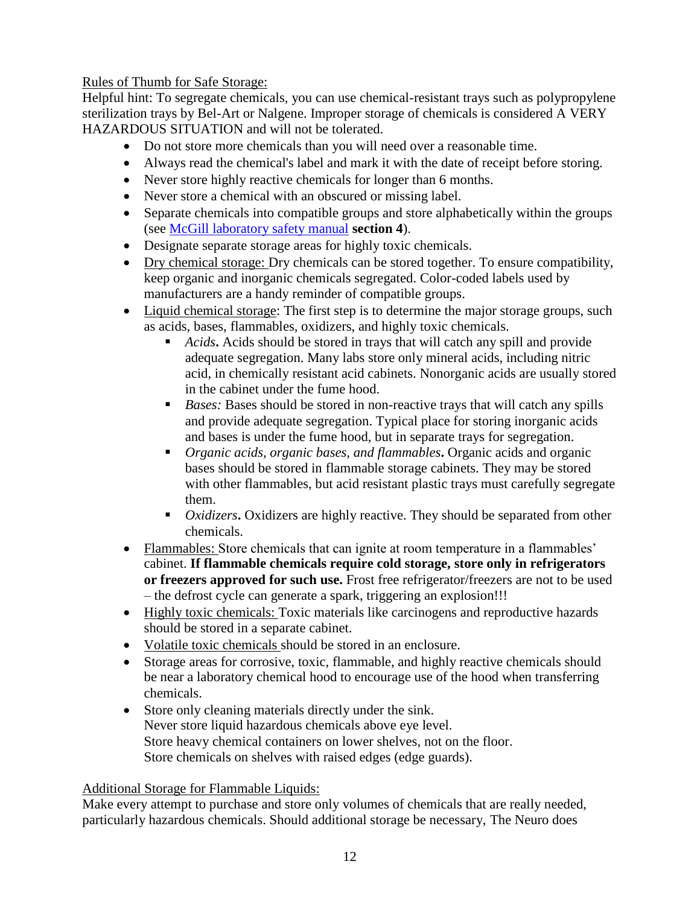Rules of Thumb for Safe Storage:

Helpful hint: To segregate chemicals, you can use chemical-resistant trays such as polypropylene sterilization trays by Bel-Art or Nalgene. Improper storage of chemicals is considered A VERY HAZARDOUS SITUATION and will not be tolerated.

- Do not store more chemicals than you will need over a reasonable time.
- Always read the chemical's label and mark it with the date of receipt before storing.
- Never store highly reactive chemicals for longer than 6 months.
- Never store a chemical with an obscured or missing label.
- Separate chemicals into compatible groups and store alphabetically within the groups (see McGill laboratory safety manual **section 4**).
- Designate separate storage areas for highly toxic chemicals.
- Dry chemical storage: Dry chemicals can be stored together. To ensure compatibility, keep organic and inorganic chemicals segregated. Color-coded labels used by manufacturers are a handy reminder of compatible groups.
- Liquid chemical storage: The first step is to determine the major storage groups, such as acids, bases, flammables, oxidizers, and highly toxic chemicals.
  - *Acids***.** Acids should be stored in trays that will catch any spill and provide adequate segregation. Many labs store only mineral acids, including nitric acid, in chemically resistant acid cabinets. Nonorganic acids are usually stored in the cabinet under the fume hood.
  - *Bases:* Bases should be stored in non-reactive trays that will catch any spills and provide adequate segregation. Typical place for storing inorganic acids and bases is under the fume hood, but in separate trays for segregation.
  - *Organic acids, organic bases, and flammables***.** Organic acids and organic bases should be stored in flammable storage cabinets. They may be stored with other flammables, but acid resistant plastic trays must carefully segregate them.
  - *Oxidizers***.** Oxidizers are highly reactive. They should be separated from other chemicals.
- Flammables: Store chemicals that can ignite at room temperature in a flammables' cabinet. **If flammable chemicals require cold storage, store only in refrigerators or freezers approved for such use.** Frost free refrigerator/freezers are not to be used – the defrost cycle can generate a spark, triggering an explosion!!!
- Highly toxic chemicals: Toxic materials like carcinogens and reproductive hazards should be stored in a separate cabinet.
- Volatile toxic chemicals should be stored in an enclosure.
- Storage areas for corrosive, toxic, flammable, and highly reactive chemicals should be near a laboratory chemical hood to encourage use of the hood when transferring chemicals.
- Store only cleaning materials directly under the sink.
  Never store liquid hazardous chemicals above eye level.
  Store heavy chemical containers on lower shelves, not on the floor.
  Store chemicals on shelves with raised edges (edge guards).

Additional Storage for Flammable Liquids:

Make every attempt to purchase and store only volumes of chemicals that are really needed, particularly hazardous chemicals. Should additional storage be necessary, The Neuro does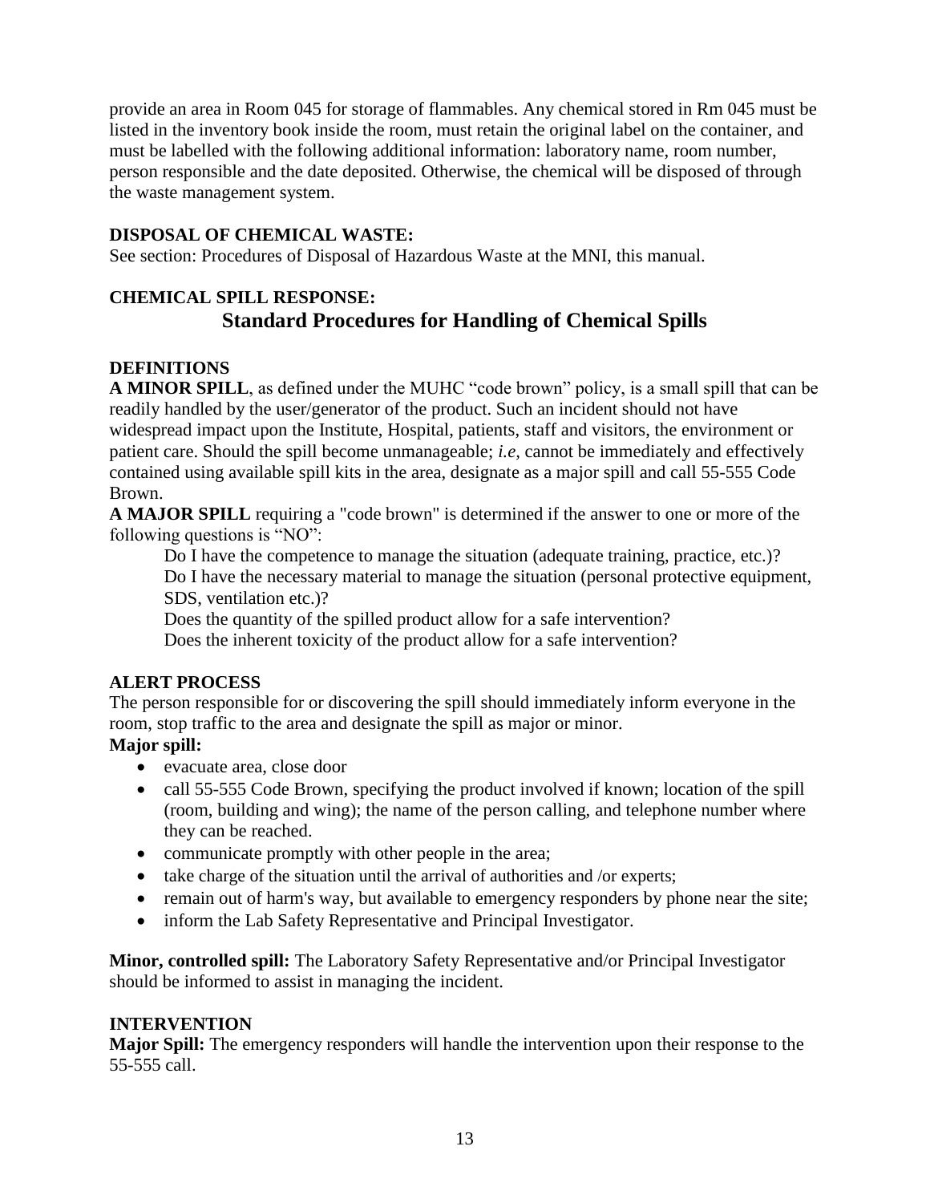provide an area in Room 045 for storage of flammables. Any chemical stored in Rm 045 must be listed in the inventory book inside the room, must retain the original label on the container, and must be labelled with the following additional information: laboratory name, room number, person responsible and the date deposited. Otherwise, the chemical will be disposed of through the waste management system.

**DISPOSAL OF CHEMICAL WASTE:**

See section: Procedures of Disposal of Hazardous Waste at the MNI, this manual.

**CHEMICAL SPILL RESPONSE:**

## Standard Procedures for Handling of Chemical Spills

**DEFINITIONS**

**A MINOR SPILL**, as defined under the MUHC "code brown" policy, is a small spill that can be readily handled by the user/generator of the product. Such an incident should not have widespread impact upon the Institute, Hospital, patients, staff and visitors, the environment or patient care. Should the spill become unmanageable; *i.e,* cannot be immediately and effectively contained using available spill kits in the area, designate as a major spill and call 55-555 Code Brown.

**A MAJOR SPILL** requiring a "code brown" is determined if the answer to one or more of the following questions is "NO":

Do I have the competence to manage the situation (adequate training, practice, etc.)?
Do I have the necessary material to manage the situation (personal protective equipment, SDS, ventilation etc.)?
Does the quantity of the spilled product allow for a safe intervention?
Does the inherent toxicity of the product allow for a safe intervention?

**ALERT PROCESS**

The person responsible for or discovering the spill should immediately inform everyone in the room, stop traffic to the area and designate the spill as major or minor.

**Major spill:**

- evacuate area, close door
- call 55-555 Code Brown, specifying the product involved if known; location of the spill (room, building and wing); the name of the person calling, and telephone number where they can be reached.
- communicate promptly with other people in the area;
- take charge of the situation until the arrival of authorities and /or experts;
- remain out of harm's way, but available to emergency responders by phone near the site;
- inform the Lab Safety Representative and Principal Investigator.

**Minor, controlled spill:** The Laboratory Safety Representative and/or Principal Investigator should be informed to assist in managing the incident.

**INTERVENTION**

**Major Spill:** The emergency responders will handle the intervention upon their response to the 55-555 call.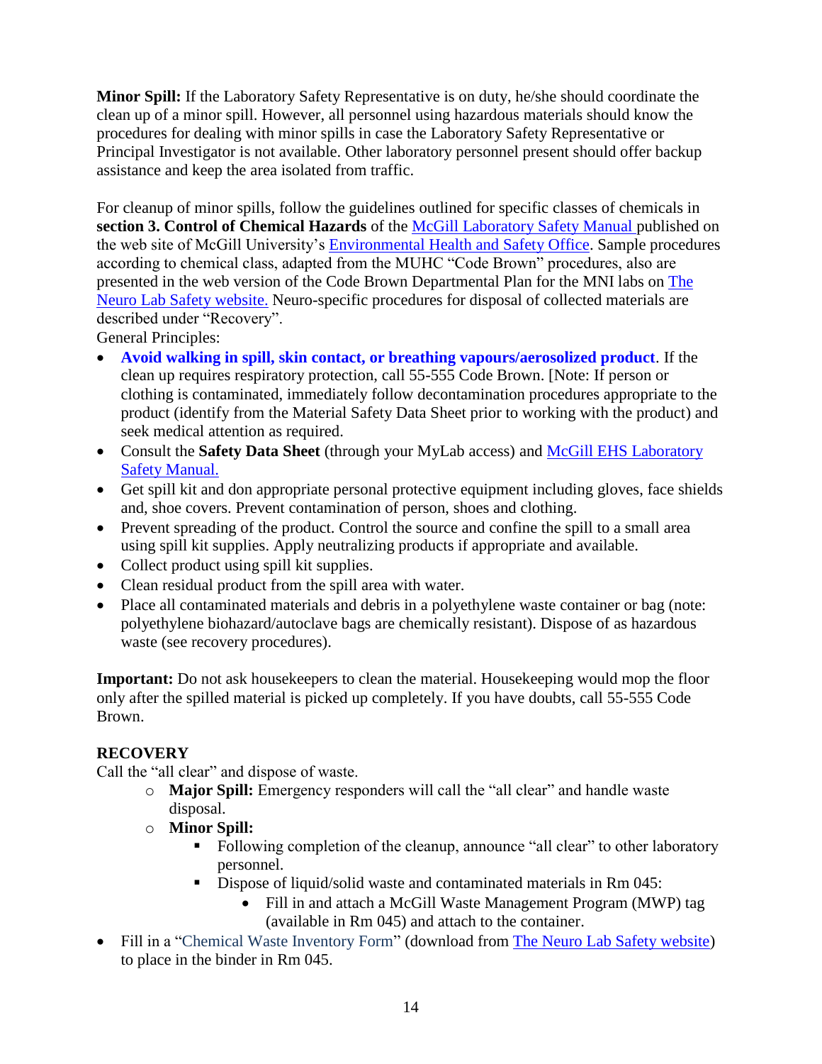**Minor Spill:** If the Laboratory Safety Representative is on duty, he/she should coordinate the clean up of a minor spill. However, all personnel using hazardous materials should know the procedures for dealing with minor spills in case the Laboratory Safety Representative or Principal Investigator is not available. Other laboratory personnel present should offer backup assistance and keep the area isolated from traffic.

For cleanup of minor spills, follow the guidelines outlined for specific classes of chemicals in **section 3. Control of Chemical Hazards** of the McGill Laboratory Safety Manual published on the web site of McGill University's Environmental Health and Safety Office. Sample procedures according to chemical class, adapted from the MUHC "Code Brown" procedures, also are presented in the web version of the Code Brown Departmental Plan for the MNI labs on The Neuro Lab Safety website. Neuro-specific procedures for disposal of collected materials are described under "Recovery".

General Principles:

- **Avoid walking in spill, skin contact, or breathing vapours/aerosolized product**. If the clean up requires respiratory protection, call 55-555 Code Brown. [Note: If person or clothing is contaminated, immediately follow decontamination procedures appropriate to the product (identify from the Material Safety Data Sheet prior to working with the product) and seek medical attention as required.
- Consult the **Safety Data Sheet** (through your MyLab access) and McGill EHS Laboratory Safety Manual.
- Get spill kit and don appropriate personal protective equipment including gloves, face shields and, shoe covers. Prevent contamination of person, shoes and clothing.
- Prevent spreading of the product. Control the source and confine the spill to a small area using spill kit supplies. Apply neutralizing products if appropriate and available.
- Collect product using spill kit supplies.
- Clean residual product from the spill area with water.
- Place all contaminated materials and debris in a polyethylene waste container or bag (note: polyethylene biohazard/autoclave bags are chemically resistant). Dispose of as hazardous waste (see recovery procedures).

**Important:** Do not ask housekeepers to clean the material. Housekeeping would mop the floor only after the spilled material is picked up completely. If you have doubts, call 55-555 Code Brown.

**RECOVERY**

Call the "all clear" and dispose of waste.

- **Major Spill:** Emergency responders will call the "all clear" and handle waste disposal.
- **Minor Spill:**
  - Following completion of the cleanup, announce "all clear" to other laboratory personnel.
  - Dispose of liquid/solid waste and contaminated materials in Rm 045:
    - Fill in and attach a McGill Waste Management Program (MWP) tag (available in Rm 045) and attach to the container.
- Fill in a "Chemical Waste Inventory Form" (download from The Neuro Lab Safety website) to place in the binder in Rm 045.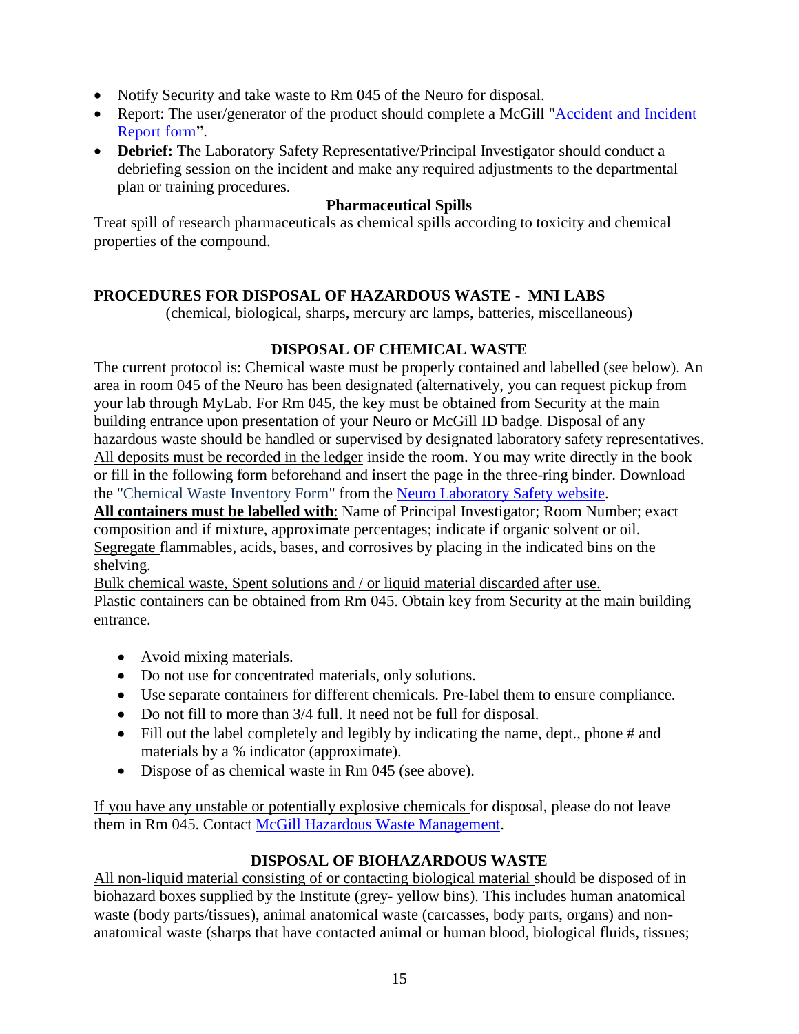- Notify Security and take waste to Rm 045 of the Neuro for disposal.
- Report: The user/generator of the product should complete a McGill "[Accident and Incident Report form]".
- **Debrief:** The Laboratory Safety Representative/Principal Investigator should conduct a debriefing session on the incident and make any required adjustments to the departmental plan or training procedures.

**Pharmaceutical Spills**

Treat spill of research pharmaceuticals as chemical spills according to toxicity and chemical properties of the compound.

## PROCEDURES FOR DISPOSAL OF HAZARDOUS WASTE - MNI LABS

(chemical, biological, sharps, mercury arc lamps, batteries, miscellaneous)

### DISPOSAL OF CHEMICAL WASTE

The current protocol is: Chemical waste must be properly contained and labelled (see below). An area in room 045 of the Neuro has been designated (alternatively, you can request pickup from your lab through MyLab. For Rm 045, the key must be obtained from Security at the main building entrance upon presentation of your Neuro or McGill ID badge. Disposal of any hazardous waste should be handled or supervised by designated laboratory safety representatives. All deposits must be recorded in the ledger inside the room. You may write directly in the book or fill in the following form beforehand and insert the page in the three-ring binder. Download the "Chemical Waste Inventory Form" from the Neuro Laboratory Safety website.

**All containers must be labelled with**: Name of Principal Investigator; Room Number; exact composition and if mixture, approximate percentages; indicate if organic solvent or oil.

Segregate flammables, acids, bases, and corrosives by placing in the indicated bins on the shelving.

Bulk chemical waste, Spent solutions and / or liquid material discarded after use.

Plastic containers can be obtained from Rm 045. Obtain key from Security at the main building entrance.

- Avoid mixing materials.
- Do not use for concentrated materials, only solutions.
- Use separate containers for different chemicals. Pre-label them to ensure compliance.
- Do not fill to more than 3/4 full. It need not be full for disposal.
- Fill out the label completely and legibly by indicating the name, dept., phone # and materials by a % indicator (approximate).
- Dispose of as chemical waste in Rm 045 (see above).

If you have any unstable or potentially explosive chemicals for disposal, please do not leave them in Rm 045. Contact McGill Hazardous Waste Management.

### DISPOSAL OF BIOHAZARDOUS WASTE

All non-liquid material consisting of or contacting biological material should be disposed of in biohazard boxes supplied by the Institute (grey- yellow bins). This includes human anatomical waste (body parts/tissues), animal anatomical waste (carcasses, body parts, organs) and non-anatomical waste (sharps that have contacted animal or human blood, biological fluids, tissues;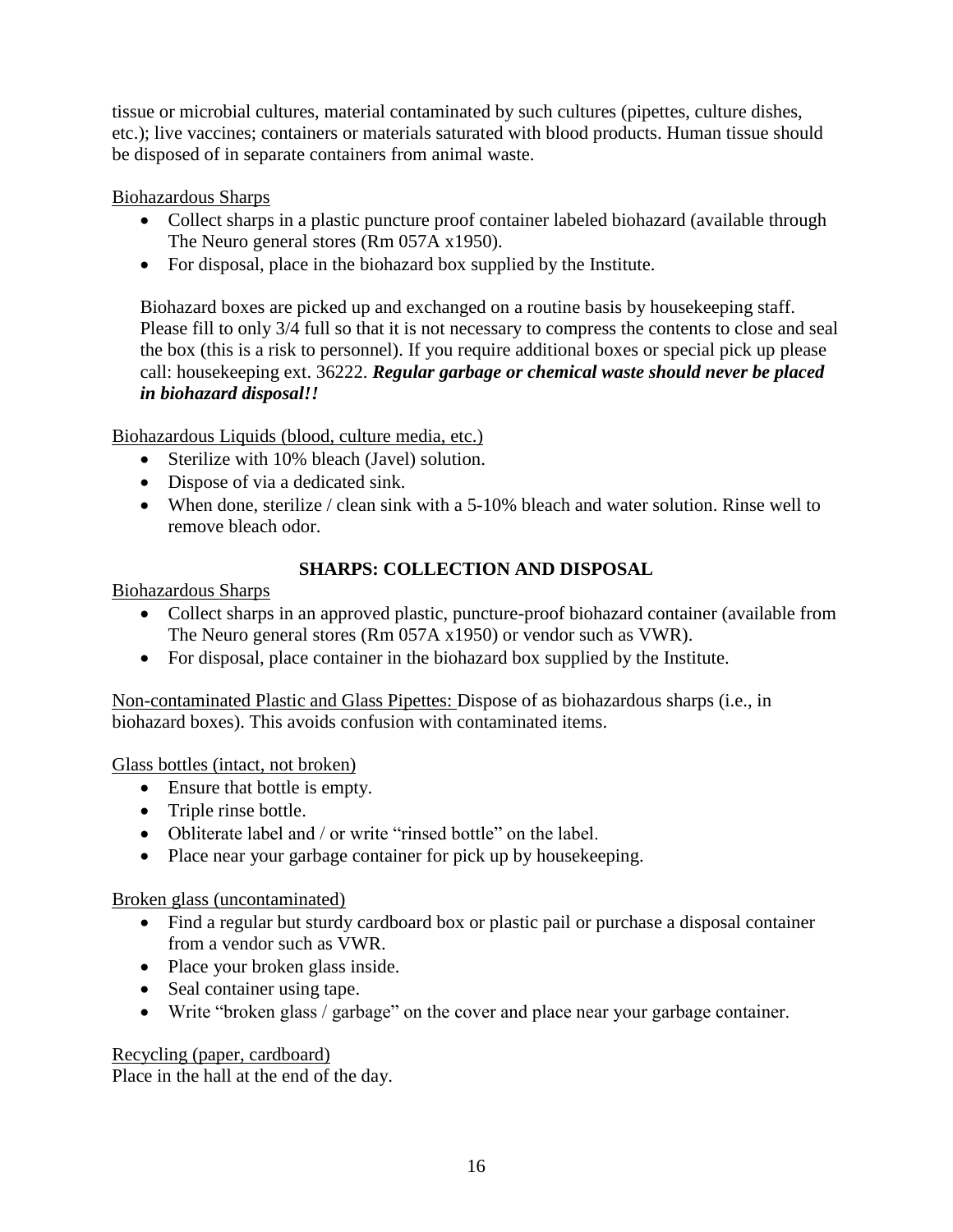tissue or microbial cultures, material contaminated by such cultures (pipettes, culture dishes, etc.); live vaccines; containers or materials saturated with blood products. Human tissue should be disposed of in separate containers from animal waste.

Biohazardous Sharps

- Collect sharps in a plastic puncture proof container labeled biohazard (available through The Neuro general stores (Rm 057A x1950).
- For disposal, place in the biohazard box supplied by the Institute.

Biohazard boxes are picked up and exchanged on a routine basis by housekeeping staff. Please fill to only 3/4 full so that it is not necessary to compress the contents to close and seal the box (this is a risk to personnel). If you require additional boxes or special pick up please call: housekeeping ext. 36222. ***Regular garbage or chemical waste should never be placed in biohazard disposal!!***

Biohazardous Liquids (blood, culture media, etc.)

- Sterilize with 10% bleach (Javel) solution.
- Dispose of via a dedicated sink.
- When done, sterilize / clean sink with a 5-10% bleach and water solution. Rinse well to remove bleach odor.

## SHARPS: COLLECTION AND DISPOSAL

Biohazardous Sharps

- Collect sharps in an approved plastic, puncture-proof biohazard container (available from The Neuro general stores (Rm 057A x1950) or vendor such as VWR).
- For disposal, place container in the biohazard box supplied by the Institute.

Non-contaminated Plastic and Glass Pipettes: Dispose of as biohazardous sharps (i.e., in biohazard boxes). This avoids confusion with contaminated items.

Glass bottles (intact, not broken)

- Ensure that bottle is empty.
- Triple rinse bottle.
- Obliterate label and / or write "rinsed bottle" on the label.
- Place near your garbage container for pick up by housekeeping.

Broken glass (uncontaminated)

- Find a regular but sturdy cardboard box or plastic pail or purchase a disposal container from a vendor such as VWR.
- Place your broken glass inside.
- Seal container using tape.
- Write "broken glass / garbage" on the cover and place near your garbage container.

Recycling (paper, cardboard)
Place in the hall at the end of the day.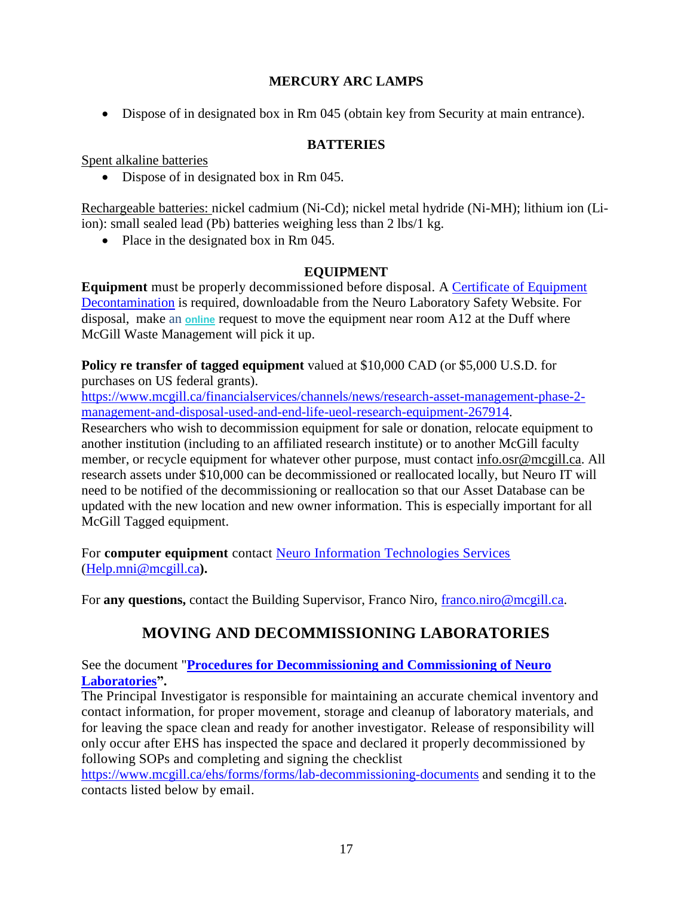## MERCURY ARC LAMPS

- Dispose of in designated box in Rm 045 (obtain key from Security at main entrance).

## BATTERIES

Spent alkaline batteries

- Dispose of in designated box in Rm 045.

Rechargeable batteries: nickel cadmium (Ni-Cd); nickel metal hydride (Ni-MH); lithium ion (Li-ion): small sealed lead (Pb) batteries weighing less than 2 lbs/1 kg.

- Place in the designated box in Rm 045.

## EQUIPMENT

**Equipment** must be properly decommissioned before disposal. A Certificate of Equipment Decontamination is required, downloadable from the Neuro Laboratory Safety Website. For disposal, make an **online** request to move the equipment near room A12 at the Duff where McGill Waste Management will pick it up.

**Policy re transfer of tagged equipment** valued at $10,000 CAD (or $5,000 U.S.D. for purchases on US federal grants).
https://www.mcgill.ca/financialservices/channels/news/research-asset-management-phase-2-management-and-disposal-used-and-end-life-ueol-research-equipment-267914.
Researchers who wish to decommission equipment for sale or donation, relocate equipment to another institution (including to an affiliated research institute) or to another McGill faculty member, or recycle equipment for whatever other purpose, must contact info.osr@mcgill.ca. All research assets under $10,000 can be decommissioned or reallocated locally, but Neuro IT will need to be notified of the decommissioning or reallocation so that our Asset Database can be updated with the new location and new owner information. This is especially important for all McGill Tagged equipment.

For **computer equipment** contact Neuro Information Technologies Services (Help.mni@mcgill.ca**).**

For **any questions,** contact the Building Supervisor, Franco Niro, franco.niro@mcgill.ca.

# MOVING AND DECOMMISSIONING LABORATORIES

See the document "**Procedures for Decommissioning and Commissioning of Neuro Laboratories**".
The Principal Investigator is responsible for maintaining an accurate chemical inventory and contact information, for proper movement, storage and cleanup of laboratory materials, and for leaving the space clean and ready for another investigator. Release of responsibility will only occur after EHS has inspected the space and declared it properly decommissioned by following SOPs and completing and signing the checklist https://www.mcgill.ca/ehs/forms/forms/lab-decommissioning-documents and sending it to the contacts listed below by email.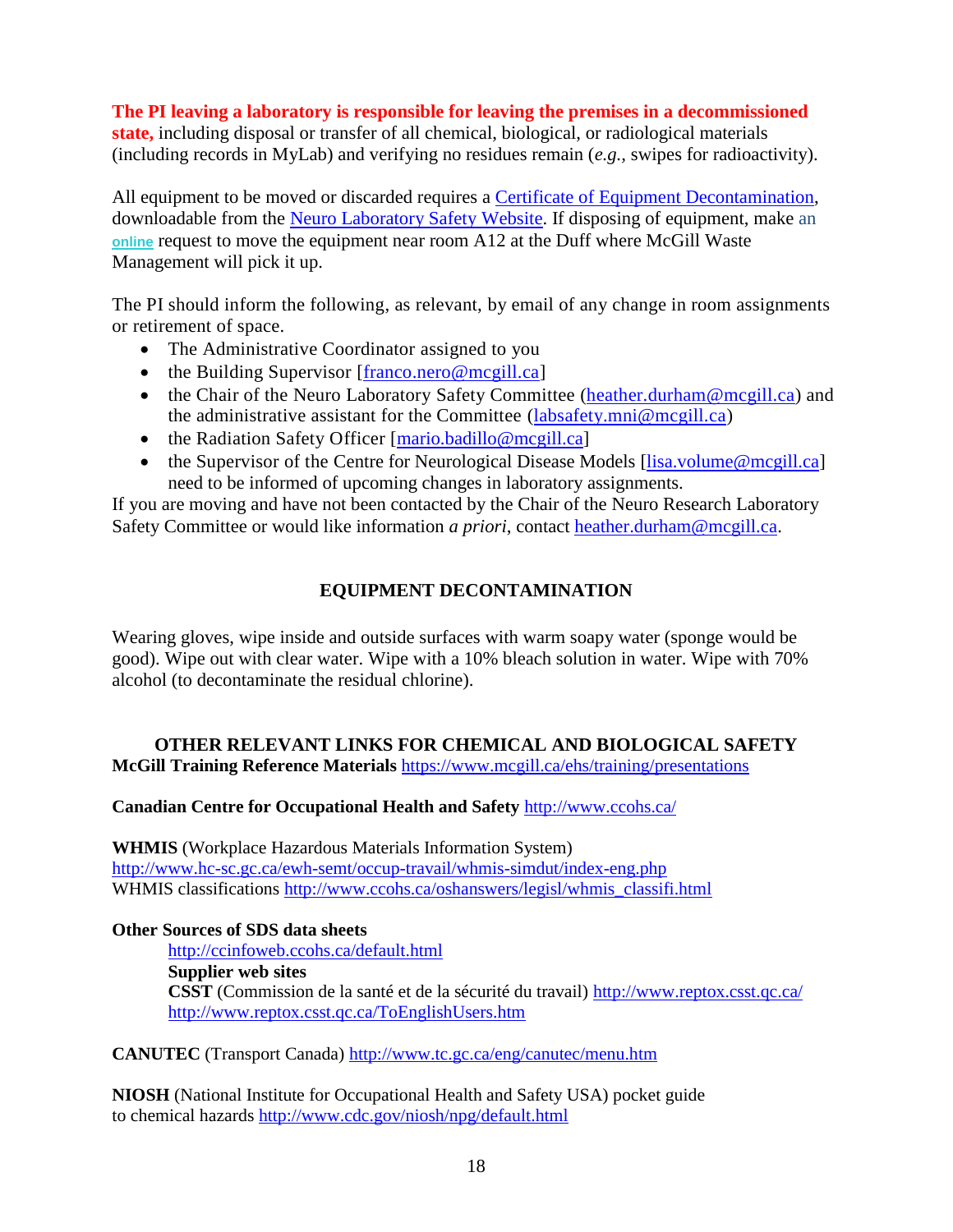**The PI leaving a laboratory is responsible for leaving the premises in a decommissioned state,** including disposal or transfer of all chemical, biological, or radiological materials (including records in MyLab) and verifying no residues remain (*e.g.*, swipes for radioactivity).

All equipment to be moved or discarded requires a Certificate of Equipment Decontamination, downloadable from the Neuro Laboratory Safety Website. If disposing of equipment, make an online request to move the equipment near room A12 at the Duff where McGill Waste Management will pick it up.

The PI should inform the following, as relevant, by email of any change in room assignments or retirement of space.

- The Administrative Coordinator assigned to you
- the Building Supervisor [franco.nero@mcgill.ca]
- the Chair of the Neuro Laboratory Safety Committee (heather.durham@mcgill.ca) and the administrative assistant for the Committee (labsafety.mni@mcgill.ca)
- the Radiation Safety Officer [mario.badillo@mcgill.ca]
- the Supervisor of the Centre for Neurological Disease Models [lisa.volume@mcgill.ca] need to be informed of upcoming changes in laboratory assignments.

If you are moving and have not been contacted by the Chair of the Neuro Research Laboratory Safety Committee or would like information *a priori*, contact heather.durham@mcgill.ca.

## EQUIPMENT DECONTAMINATION

Wearing gloves, wipe inside and outside surfaces with warm soapy water (sponge would be good). Wipe out with clear water. Wipe with a 10% bleach solution in water. Wipe with 70% alcohol (to decontaminate the residual chlorine).

## OTHER RELEVANT LINKS FOR CHEMICAL AND BIOLOGICAL SAFETY

**McGill Training Reference Materials** https://www.mcgill.ca/ehs/training/presentations

**Canadian Centre for Occupational Health and Safety** http://www.ccohs.ca/

**WHMIS** (Workplace Hazardous Materials Information System)
http://www.hc-sc.gc.ca/ewh-semt/occup-travail/whmis-simdut/index-eng.php
WHMIS classifications http://www.ccohs.ca/oshanswers/legisl/whmis_classifi.html

**Other Sources of SDS data sheets**

http://ccinfoweb.ccohs.ca/default.html
**Supplier web sites**
**CSST** (Commission de la santé et de la sécurité du travail) http://www.reptox.csst.qc.ca/
http://www.reptox.csst.qc.ca/ToEnglishUsers.htm

**CANUTEC** (Transport Canada) http://www.tc.gc.ca/eng/canutec/menu.htm

**NIOSH** (National Institute for Occupational Health and Safety USA) pocket guide to chemical hazards http://www.cdc.gov/niosh/npg/default.html